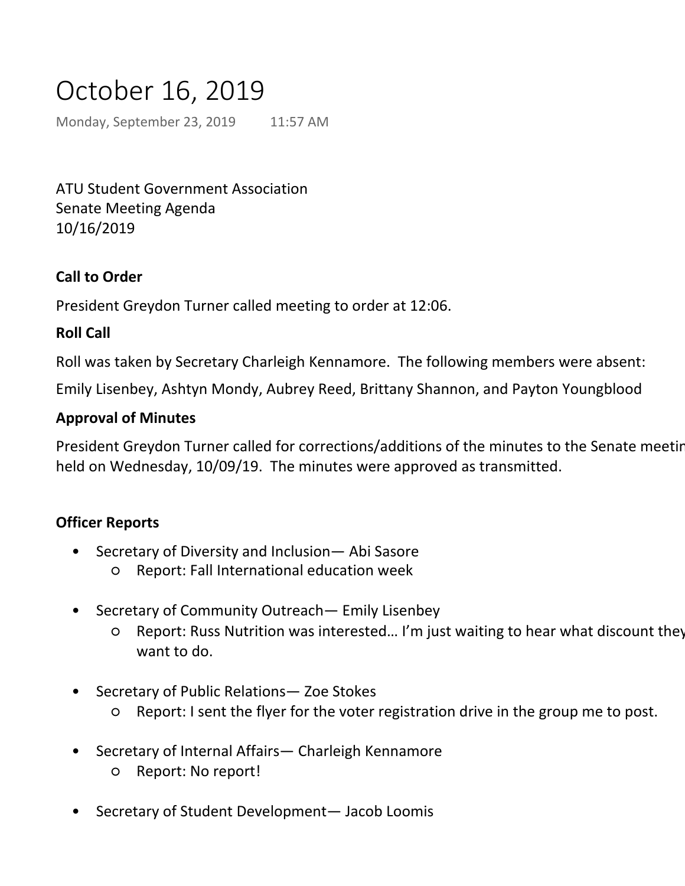# October 16, 2019

Monday, September 23, 2019 11:57 AM

ATU Student Government Association
Senate Meeting Agenda
10/16/2019

**Call to Order**

President Greydon Turner called meeting to order at 12:06.

**Roll Call**

Roll was taken by Secretary Charleigh Kennamore. The following members were absent:

Emily Lisenbey, Ashtyn Mondy, Aubrey Reed, Brittany Shannon, and Payton Youngblood

**Approval of Minutes**

President Greydon Turner called for corrections/additions of the minutes to the Senate meetin
held on Wednesday, 10/09/19. The minutes were approved as transmitted.

**Officer Reports**

- Secretary of Diversity and Inclusion— Abi Sasore
    - Report: Fall International education week

- Secretary of Community Outreach— Emily Lisenbey
    - Report: Russ Nutrition was interested… I'm just waiting to hear what discount they want to do.

- Secretary of Public Relations— Zoe Stokes
    - Report: I sent the flyer for the voter registration drive in the group me to post.

- Secretary of Internal Affairs— Charleigh Kennamore
    - Report: No report!

- Secretary of Student Development— Jacob Loomis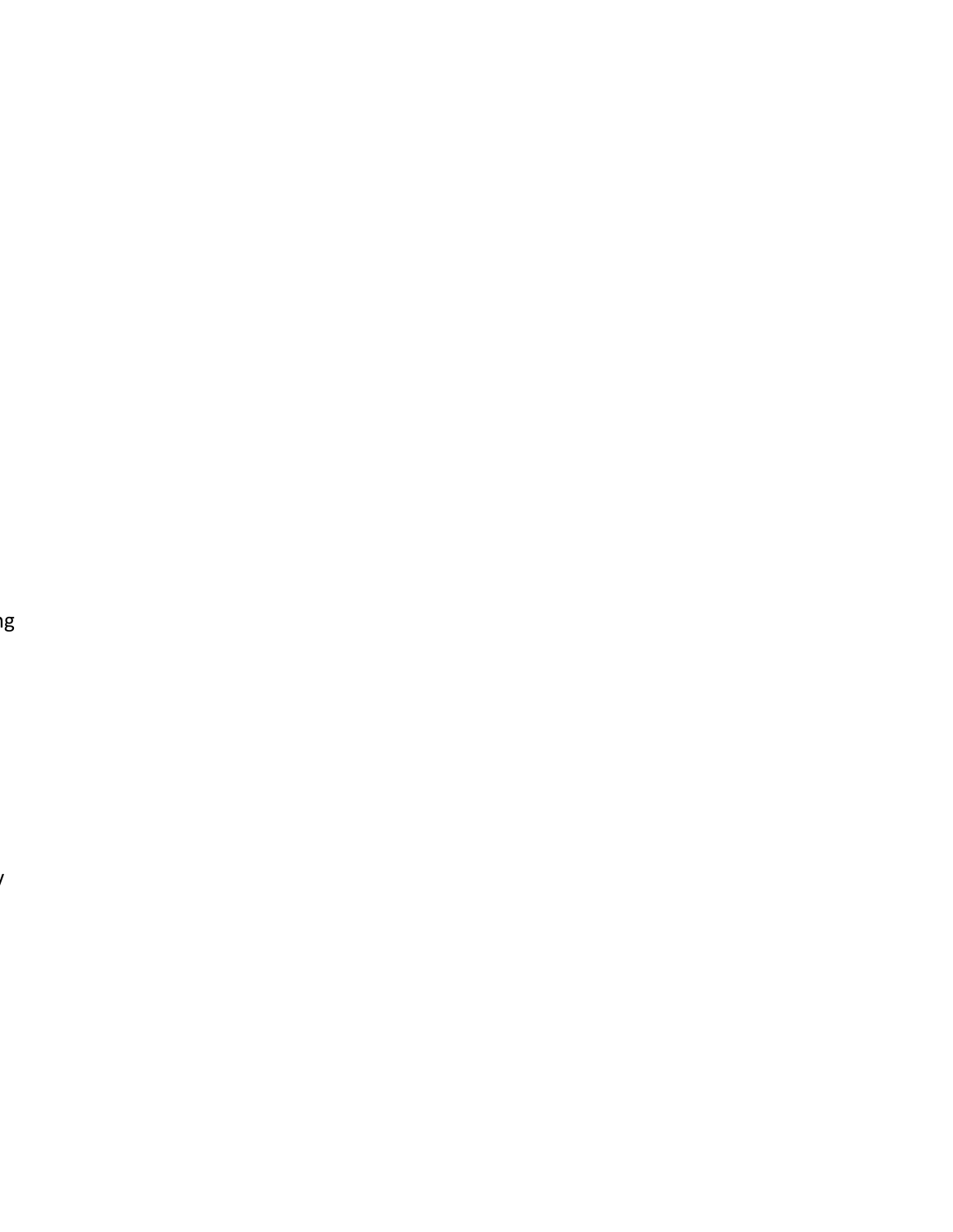ng

y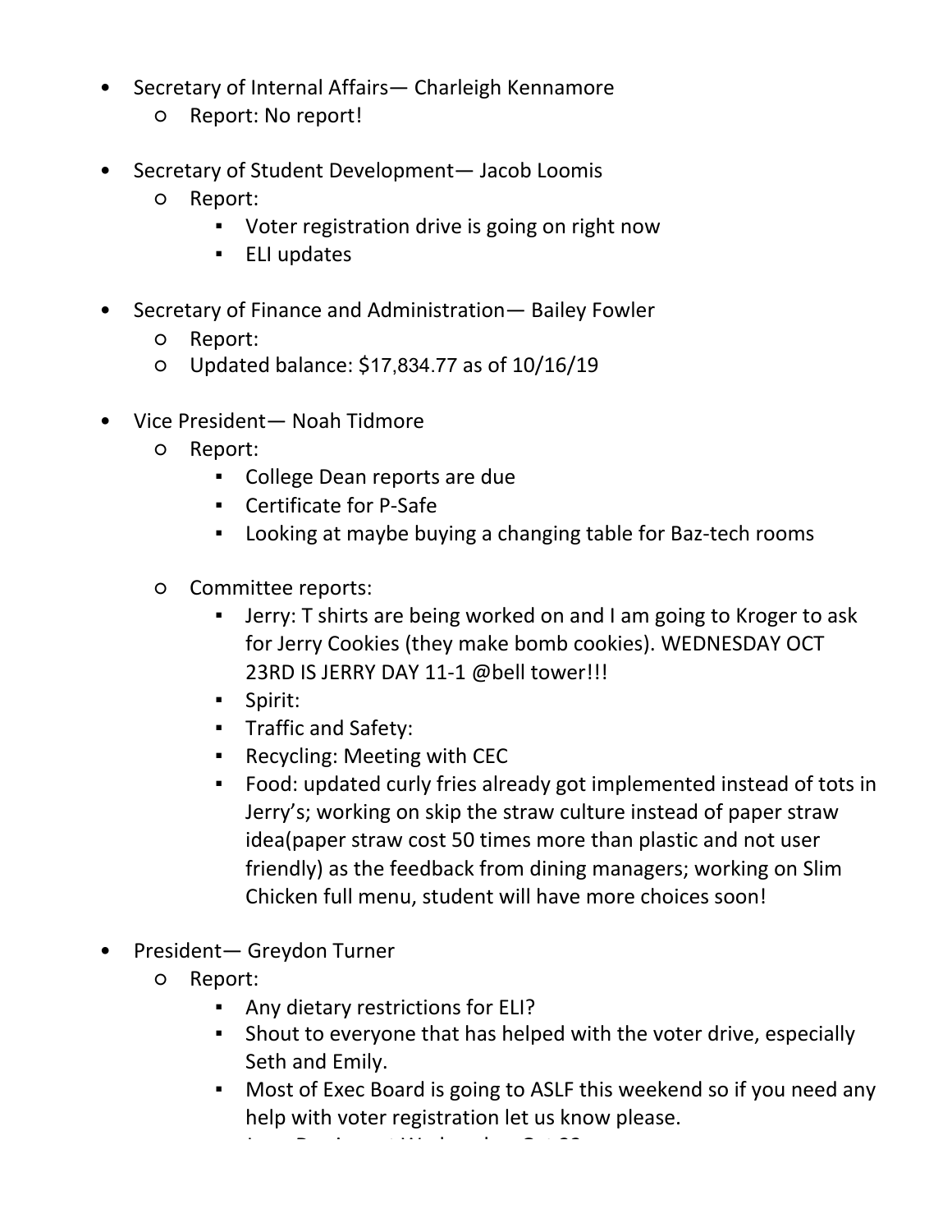- Secretary of Internal Affairs— Charleigh Kennamore
  - Report: No report!

- Secretary of Student Development— Jacob Loomis
  - Report:
    - Voter registration drive is going on right now
    - ELI updates

- Secretary of Finance and Administration— Bailey Fowler
  - Report:
  - Updated balance: $17,834.77 as of 10/16/19

- Vice President— Noah Tidmore
  - Report:
    - College Dean reports are due
    - Certificate for P-Safe
    - Looking at maybe buying a changing table for Baz-tech rooms

  - Committee reports:
    - Jerry: T shirts are being worked on and I am going to Kroger to ask for Jerry Cookies (they make bomb cookies). WEDNESDAY OCT 23RD IS JERRY DAY 11-1 @bell tower!!!
    - Spirit:
    - Traffic and Safety:
    - Recycling: Meeting with CEC
    - Food: updated curly fries already got implemented instead of tots in Jerry's; working on skip the straw culture instead of paper straw idea(paper straw cost 50 times more than plastic and not user friendly) as the feedback from dining managers; working on Slim Chicken full menu, student will have more choices soon!

- President— Greydon Turner
  - Report:
    - Any dietary restrictions for ELI?
    - Shout to everyone that has helped with the voter drive, especially Seth and Emily.
    - Most of Exec Board is going to ASLF this weekend so if you need any help with voter registration let us know please.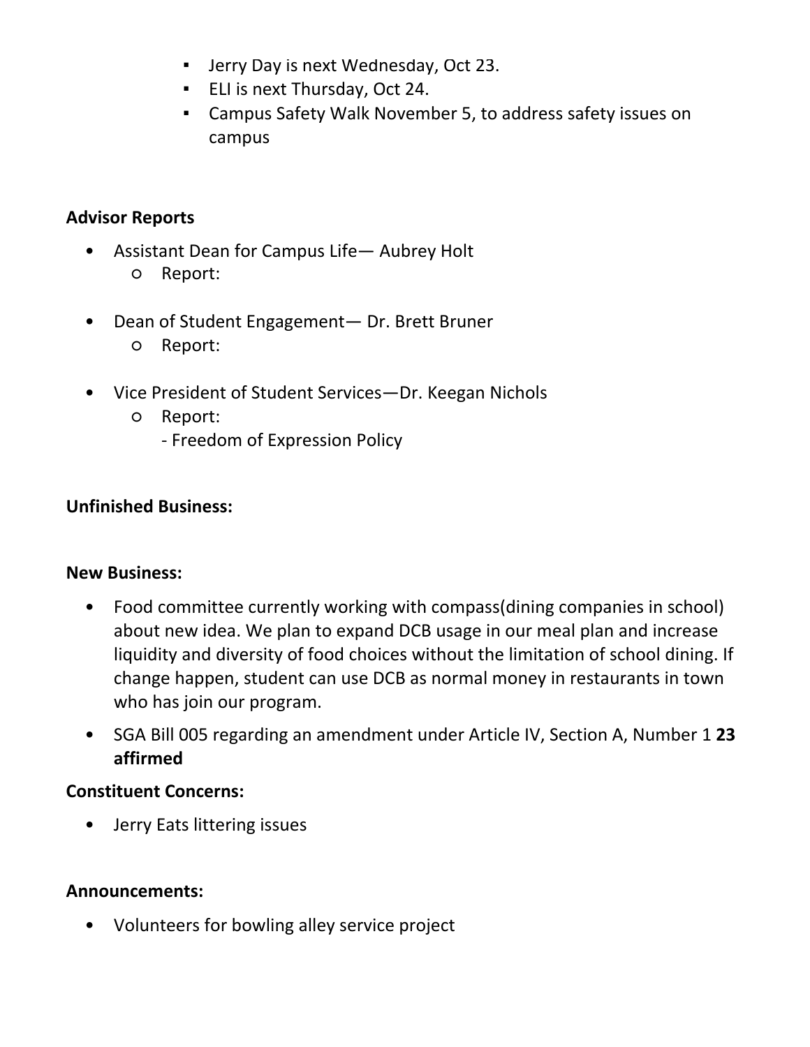- Jerry Day is next Wednesday, Oct 23.
        - ELI is next Thursday, Oct 24.
        - Campus Safety Walk November 5, to address safety issues on campus

**Advisor Reports**

- Assistant Dean for Campus Life— Aubrey Holt
    - Report:
- Dean of Student Engagement— Dr. Brett Bruner
    - Report:
- Vice President of Student Services—Dr. Keegan Nichols
    - Report:
      - Freedom of Expression Policy

**Unfinished Business:**

**New Business:**

- Food committee currently working with compass(dining companies in school) about new idea. We plan to expand DCB usage in our meal plan and increase liquidity and diversity of food choices without the limitation of school dining. If change happen, student can use DCB as normal money in restaurants in town who has join our program.
- SGA Bill 005 regarding an amendment under Article IV, Section A, Number 1 **23 affirmed**

**Constituent Concerns:**

- Jerry Eats littering issues

**Announcements:**

- Volunteers for bowling alley service project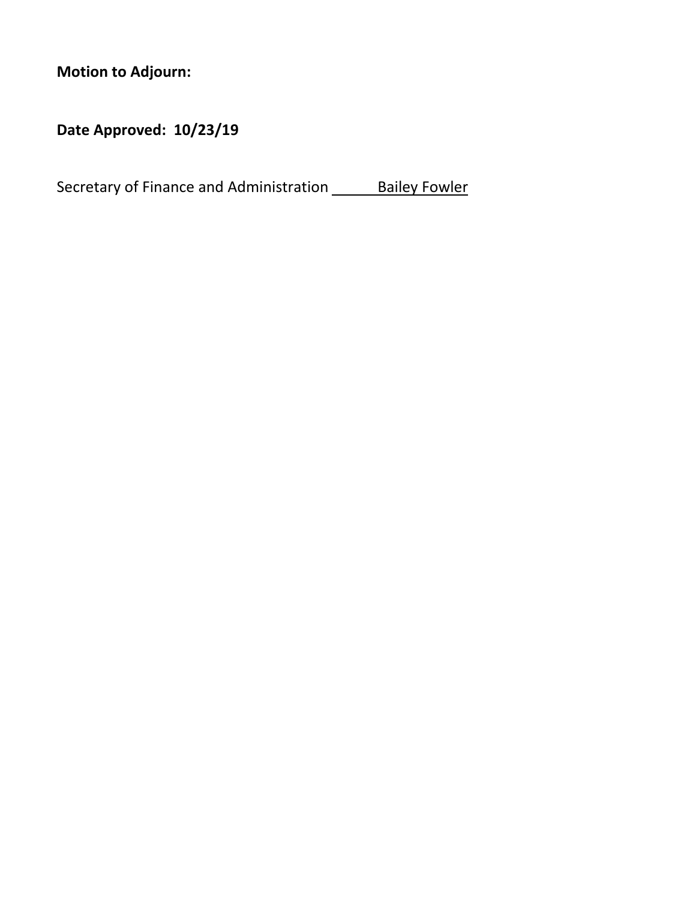**Motion to Adjourn:**

**Date Approved: 10/23/19**

Secretary of Finance and Administration Bailey Fowler